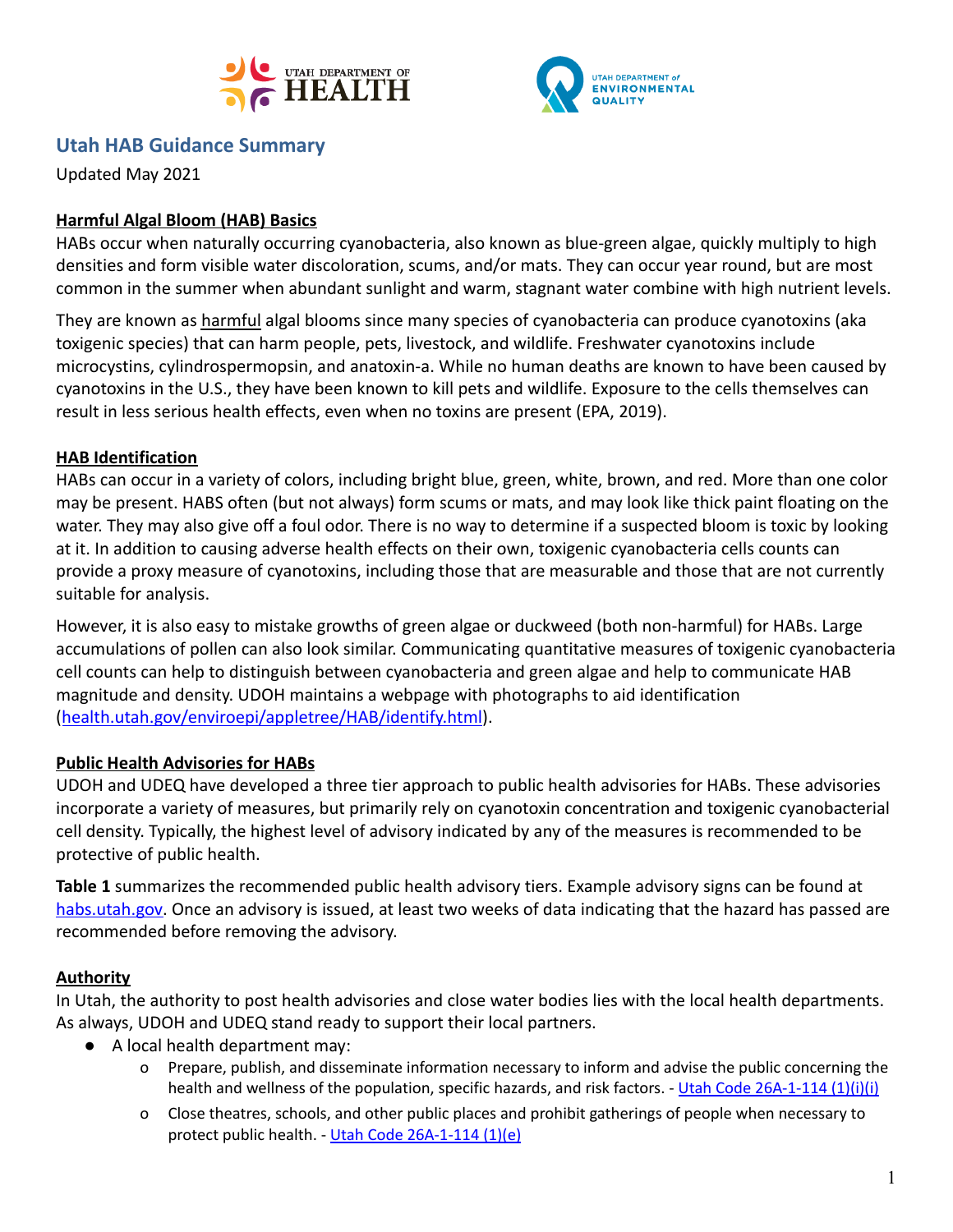## Utah HAB Guidance Summary

Updated May 2021

### Harmful Algal Bloom (HAB) Basics

HABs occur when naturally occurring cyanobacteria, also known as blue-green algae, quickly multiply to high densities and form visible water discoloration, scums, and/or mats. They can occur year round, but are most common in the summer when abundant sunlight and warm, stagnant water combine with high nutrient levels.

They are known as harmful algal blooms since many species of cyanobacteria can produce cyanotoxins (aka toxigenic species) that can harm people, pets, livestock, and wildlife. Freshwater cyanotoxins include microcystins, cylindrospermopsin, and anatoxin-a. While no human deaths are known to have been caused by cyanotoxins in the U.S., they have been known to kill pets and wildlife. Exposure to the cells themselves can result in less serious health effects, even when no toxins are present (EPA, 2019).

### HAB Identification

HABs can occur in a variety of colors, including bright blue, green, white, brown, and red. More than one color may be present. HABS often (but not always) form scums or mats, and may look like thick paint floating on the water. They may also give off a foul odor. There is no way to determine if a suspected bloom is toxic by looking at it. In addition to causing adverse health effects on their own, toxigenic cyanobacteria cells counts can provide a proxy measure of cyanotoxins, including those that are measurable and those that are not currently suitable for analysis.

However, it is also easy to mistake growths of green algae or duckweed (both non-harmful) for HABs. Large accumulations of pollen can also look similar. Communicating quantitative measures of toxigenic cyanobacteria cell counts can help to distinguish between cyanobacteria and green algae and help to communicate HAB magnitude and density. UDOH maintains a webpage with photographs to aid identification (health.utah.gov/enviroepi/appletree/HAB/identify.html).

### Public Health Advisories for HABs

UDOH and UDEQ have developed a three tier approach to public health advisories for HABs. These advisories incorporate a variety of measures, but primarily rely on cyanotoxin concentration and toxigenic cyanobacterial cell density. Typically, the highest level of advisory indicated by any of the measures is recommended to be protective of public health.

**Table 1** summarizes the recommended public health advisory tiers. Example advisory signs can be found at habs.utah.gov. Once an advisory is issued, at least two weeks of data indicating that the hazard has passed are recommended before removing the advisory.

### Authority

In Utah, the authority to post health advisories and close water bodies lies with the local health departments. As always, UDOH and UDEQ stand ready to support their local partners.

- A local health department may:
  - Prepare, publish, and disseminate information necessary to inform and advise the public concerning the health and wellness of the population, specific hazards, and risk factors. - Utah Code 26A-1-114 (1)(i)(i)
  - Close theatres, schools, and other public places and prohibit gatherings of people when necessary to protect public health. - Utah Code 26A-1-114 (1)(e)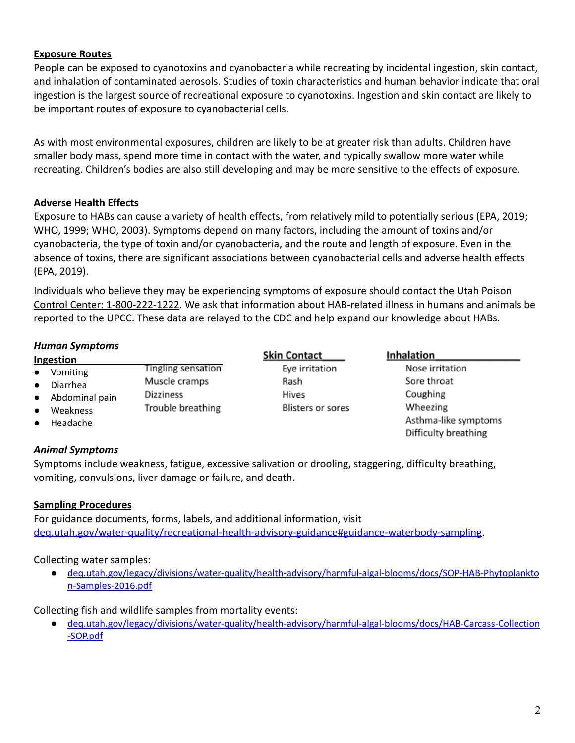## Exposure Routes

People can be exposed to cyanotoxins and cyanobacteria while recreating by incidental ingestion, skin contact, and inhalation of contaminated aerosols. Studies of toxin characteristics and human behavior indicate that oral ingestion is the largest source of recreational exposure to cyanotoxins. Ingestion and skin contact are likely to be important routes of exposure to cyanobacterial cells.

As with most environmental exposures, children are likely to be at greater risk than adults. Children have smaller body mass, spend more time in contact with the water, and typically swallow more water while recreating. Children's bodies are also still developing and may be more sensitive to the effects of exposure.

## Adverse Health Effects

Exposure to HABs can cause a variety of health effects, from relatively mild to potentially serious (EPA, 2019; WHO, 1999; WHO, 2003). Symptoms depend on many factors, including the amount of toxins and/or cyanobacteria, the type of toxin and/or cyanobacteria, and the route and length of exposure. Even in the absence of toxins, there are significant associations between cyanobacterial cells and adverse health effects (EPA, 2019).

Individuals who believe they may be experiencing symptoms of exposure should contact the Utah Poison Control Center: 1-800-222-1222. We ask that information about HAB-related illness in humans and animals be reported to the UPCC. These data are relayed to the CDC and help expand our knowledge about HABs.

### *Human Symptoms*

**Ingestion**

- Vomiting
- Diarrhea
- Abdominal pain
- Weakness
- Headache
- Tingling sensation
- Muscle cramps
- Dizziness
- Trouble breathing

**Skin Contact**

- Eye irritation
- Rash
- Hives
- Blisters or sores

**Inhalation**

- Nose irritation
- Sore throat
- Coughing
- Wheezing
- Asthma-like symptoms
- Difficulty breathing

### *Animal Symptoms*

Symptoms include weakness, fatigue, excessive salivation or drooling, staggering, difficulty breathing, vomiting, convulsions, liver damage or failure, and death.

## Sampling Procedures

For guidance documents, forms, labels, and additional information, visit deq.utah.gov/water-quality/recreational-health-advisory-guidance#guidance-waterbody-sampling.

Collecting water samples:

- deq.utah.gov/legacy/divisions/water-quality/health-advisory/harmful-algal-blooms/docs/SOP-HAB-Phytoplankton-Samples-2016.pdf

Collecting fish and wildlife samples from mortality events:

- deq.utah.gov/legacy/divisions/water-quality/health-advisory/harmful-algal-blooms/docs/HAB-Carcass-Collection-SOP.pdf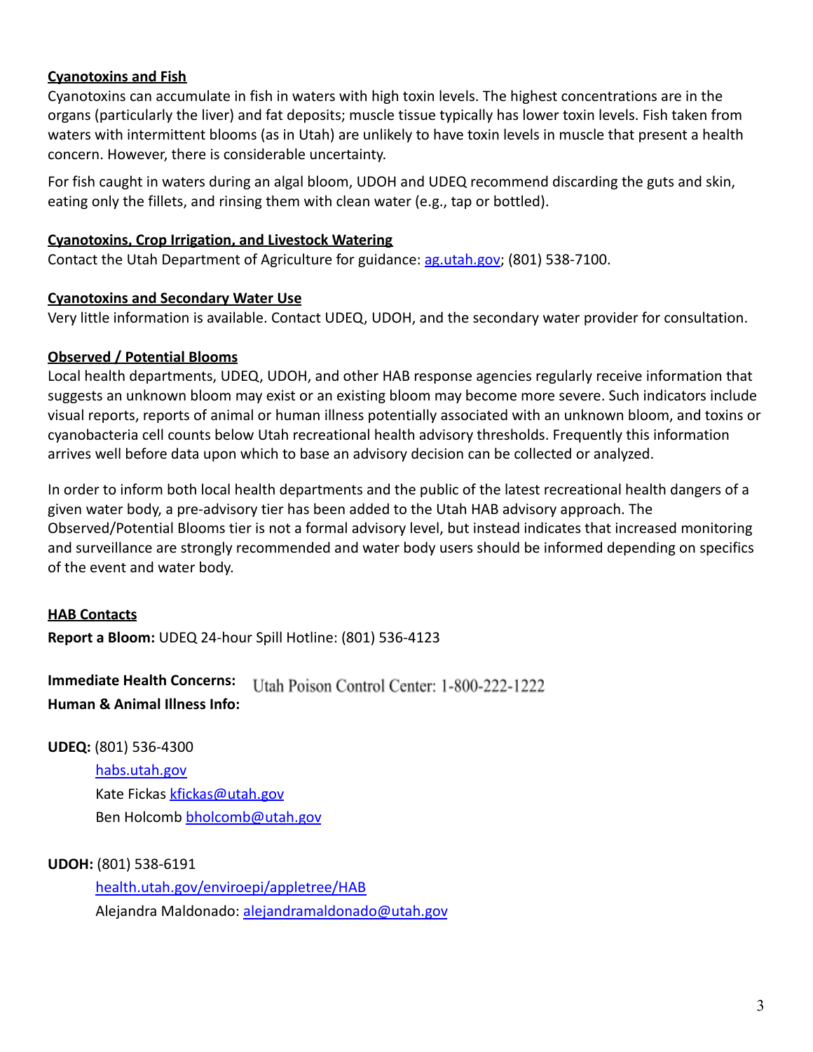**Cyanotoxins and Fish**

Cyanotoxins can accumulate in fish in waters with high toxin levels. The highest concentrations are in the organs (particularly the liver) and fat deposits; muscle tissue typically has lower toxin levels. Fish taken from waters with intermittent blooms (as in Utah) are unlikely to have toxin levels in muscle that present a health concern. However, there is considerable uncertainty.

For fish caught in waters during an algal bloom, UDOH and UDEQ recommend discarding the guts and skin, eating only the fillets, and rinsing them with clean water (e.g., tap or bottled).

**Cyanotoxins, Crop Irrigation, and Livestock Watering**

Contact the Utah Department of Agriculture for guidance: [ag.utah.gov](ag.utah.gov); (801) 538-7100.

**Cyanotoxins and Secondary Water Use**

Very little information is available. Contact UDEQ, UDOH, and the secondary water provider for consultation.

**Observed / Potential Blooms**

Local health departments, UDEQ, UDOH, and other HAB response agencies regularly receive information that suggests an unknown bloom may exist or an existing bloom may become more severe. Such indicators include visual reports, reports of animal or human illness potentially associated with an unknown bloom, and toxins or cyanobacteria cell counts below Utah recreational health advisory thresholds. Frequently this information arrives well before data upon which to base an advisory decision can be collected or analyzed.

In order to inform both local health departments and the public of the latest recreational health dangers of a given water body, a pre-advisory tier has been added to the Utah HAB advisory approach. The Observed/Potential Blooms tier is not a formal advisory level, but instead indicates that increased monitoring and surveillance are strongly recommended and water body users should be informed depending on specifics of the event and water body.

**HAB Contacts**

**Report a Bloom:** UDEQ 24-hour Spill Hotline: (801) 536-4123

**Immediate Health Concerns:**
**Human & Animal Illness Info:** Utah Poison Control Center: 1-800-222-1222

**UDEQ:** (801) 536-4300

[habs.utah.gov](habs.utah.gov)
Kate Fickas [kfickas@utah.gov](mailto:kfickas@utah.gov)
Ben Holcomb [bholcomb@utah.gov](mailto:bholcomb@utah.gov)

**UDOH:** (801) 538-6191

[health.utah.gov/enviroepi/appletree/HAB](health.utah.gov/enviroepi/appletree/HAB)
Alejandra Maldonado: [alejandramaldonado@utah.gov](mailto:alejandramaldonado@utah.gov)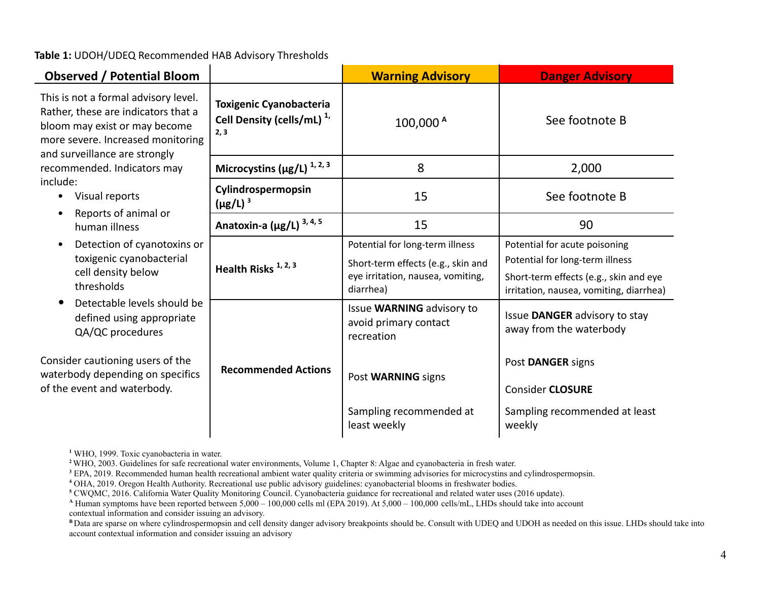**Table 1:** UDOH/UDEQ Recommended HAB Advisory Thresholds

| Observed / Potential Bloom | | Warning Advisory | Danger Advisory |
|---|---|---|---|
| This is not a formal advisory level. Rather, these are indicators that a bloom may exist or may become more severe. Increased monitoring and surveillance are strongly recommended. Indicators may include: • Visual reports • Reports of animal or human illness • Detection of cyanotoxins or toxigenic cyanobacterial cell density below thresholds • Detectable levels should be defined using appropriate QA/QC procedures. Consider cautioning users of the waterbody depending on specifics of the event and waterbody. | **Toxigenic Cyanobacteria Cell Density (cells/mL)** [1, 2, 3] | 100,000 [A] | See footnote B |
| | **Microcystins (μg/L)** [1, 2, 3] | 8 | 2,000 |
| | **Cylindrospermopsin (μg/L)** [3] | 15 | See footnote B |
| | **Anatoxin-a (μg/L)** [3, 4, 5] | 15 | 90 |
| | **Health Risks** [1, 2, 3] | Potential for long-term illness; Short-term effects (e.g., skin and eye irritation, nausea, vomiting, diarrhea) | Potential for acute poisoning; Potential for long-term illness; Short-term effects (e.g., skin and eye irritation, nausea, vomiting, diarrhea) |
| | **Recommended Actions** | Issue **WARNING** advisory to avoid primary contact recreation; Post **WARNING** signs; Sampling recommended at least weekly | Issue **DANGER** advisory to stay away from the waterbody; Post **DANGER** signs; Consider **CLOSURE**; Sampling recommended at least weekly |

[1] WHO, 1999. Toxic cyanobacteria in water.
[2] WHO, 2003. Guidelines for safe recreational water environments, Volume 1, Chapter 8: Algae and cyanobacteria in fresh water.
[3] EPA, 2019. Recommended human health recreational ambient water quality criteria or swimming advisories for microcystins and cylindrospermopsin.
[4] OHA, 2019. Oregon Health Authority. Recreational use public advisory guidelines: cyanobacterial blooms in freshwater bodies.
[5] CWQMC, 2016. California Water Quality Monitoring Council. Cyanobacteria guidance for recreational and related water uses (2016 update).
[A] Human symptoms have been reported between 5,000 – 100,000 cells ml (EPA 2019). At 5,000 – 100,000 cells/mL, LHDs should take into account contextual information and consider issuing an advisory.
[B] Data are sparse on where cylindrospermopsin and cell density danger advisory breakpoints should be. Consult with UDEQ and UDOH as needed on this issue. LHDs should take into account contextual information and consider issuing an advisory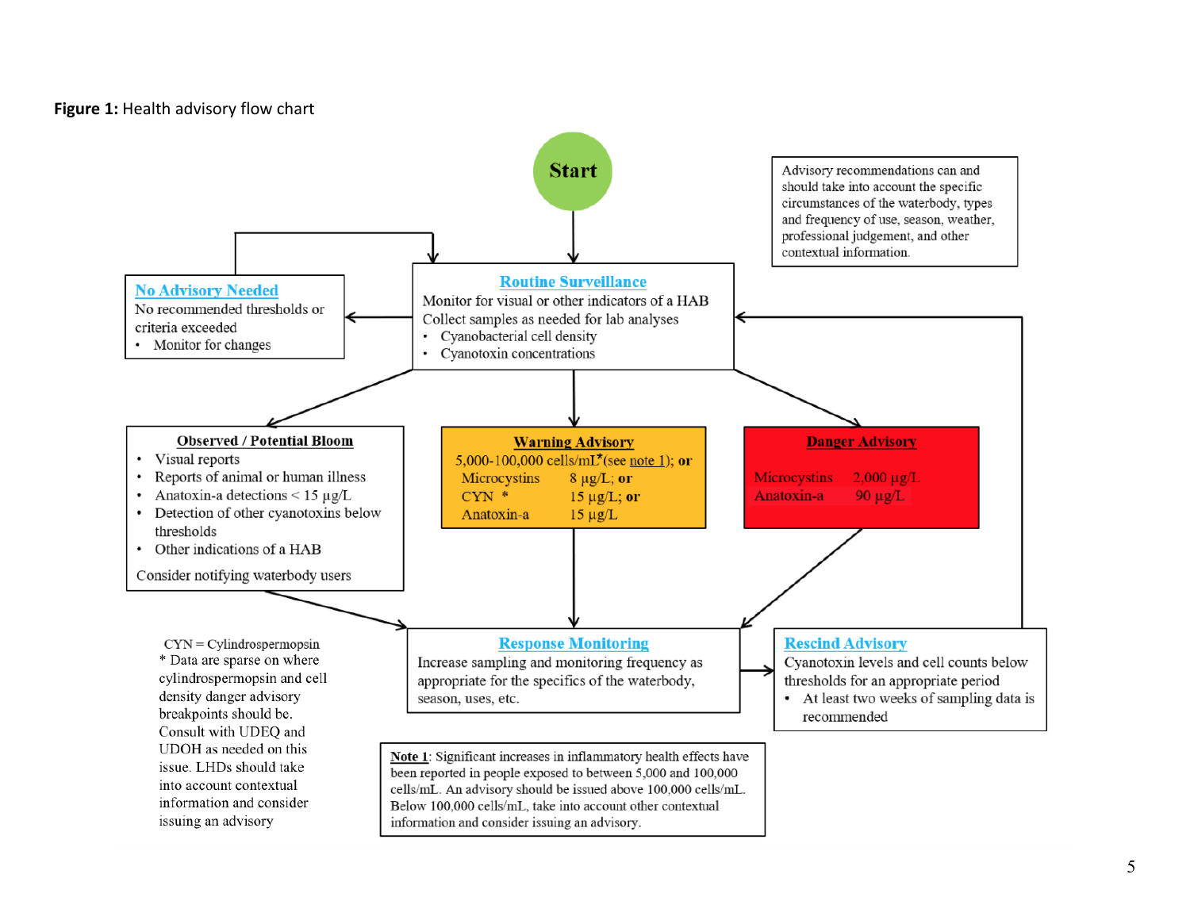**Figure 1:** Health advisory flow chart

**Start**

Advisory recommendations can and should take into account the specific circumstances of the waterbody, types and frequency of use, season, weather, professional judgement, and other contextual information.

**Routine Surveillance**

Monitor for visual or other indicators of a HAB

Collect samples as needed for lab analyses

- Cyanobacterial cell density
- Cyanotoxin concentrations

**No Advisory Needed**

No recommended thresholds or criteria exceeded

- Monitor for changes

**Observed / Potential Bloom**

- Visual reports
- Reports of animal or human illness
- Anatoxin-a detections < 15 µg/L
- Detection of other cyanotoxins below thresholds
- Other indications of a HAB

Consider notifying waterbody users

**Warning Advisory**

5,000-100,000 cells/mL*(see note 1); **or**

| | |
|---|---|
| Microcystins | 8 µg/L; **or** |
| CYN * | 15 µg/L; **or** |
| Anatoxin-a | 15 µg/L |

**Danger Advisory**

| | |
|---|---|
| Microcystins | 2,000 µg/L |
| Anatoxin-a | 90 µg/L |

**Response Monitoring**

Increase sampling and monitoring frequency as appropriate for the specifics of the waterbody, season, uses, etc.

**Rescind Advisory**

Cyanotoxin levels and cell counts below thresholds for an appropriate period

- At least two weeks of sampling data is recommended

CYN = Cylindrospermopsin

* Data are sparse on where cylindrospermopsin and cell density danger advisory breakpoints should be. Consult with UDEQ and UDOH as needed on this issue. LHDs should take into account contextual information and consider issuing an advisory

**Note 1**: Significant increases in inflammatory health effects have been reported in people exposed to between 5,000 and 100,000 cells/mL. An advisory should be issued above 100,000 cells/mL. Below 100,000 cells/mL, take into account other contextual information and consider issuing an advisory.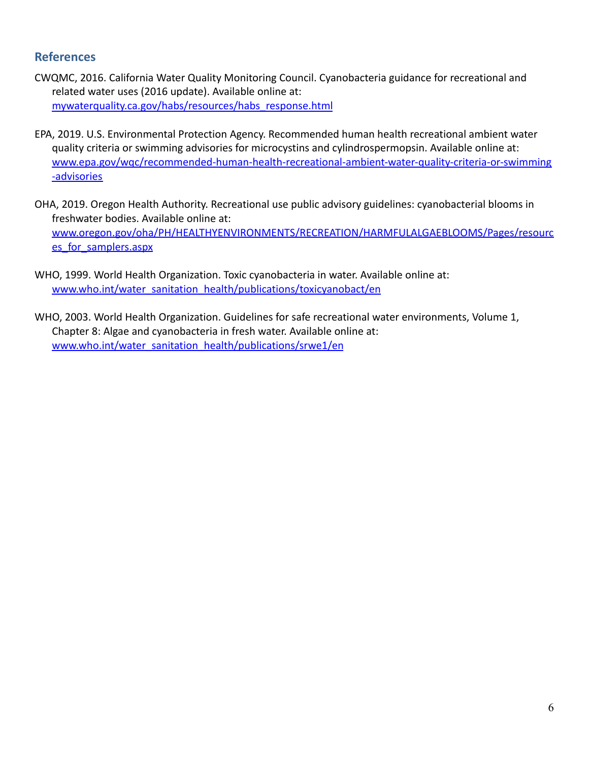## References

CWQMC, 2016. California Water Quality Monitoring Council. Cyanobacteria guidance for recreational and related water uses (2016 update). Available online at: mywaterquality.ca.gov/habs/resources/habs_response.html

EPA, 2019. U.S. Environmental Protection Agency. Recommended human health recreational ambient water quality criteria or swimming advisories for microcystins and cylindrospermopsin. Available online at: www.epa.gov/wqc/recommended-human-health-recreational-ambient-water-quality-criteria-or-swimming-advisories

OHA, 2019. Oregon Health Authority. Recreational use public advisory guidelines: cyanobacterial blooms in freshwater bodies. Available online at: www.oregon.gov/oha/PH/HEALTHYENVIRONMENTS/RECREATION/HARMFULALGAEBLOOMS/Pages/resources_for_samplers.aspx

WHO, 1999. World Health Organization. Toxic cyanobacteria in water. Available online at: www.who.int/water_sanitation_health/publications/toxicyanobact/en

WHO, 2003. World Health Organization. Guidelines for safe recreational water environments, Volume 1, Chapter 8: Algae and cyanobacteria in fresh water. Available online at: www.who.int/water_sanitation_health/publications/srwe1/en